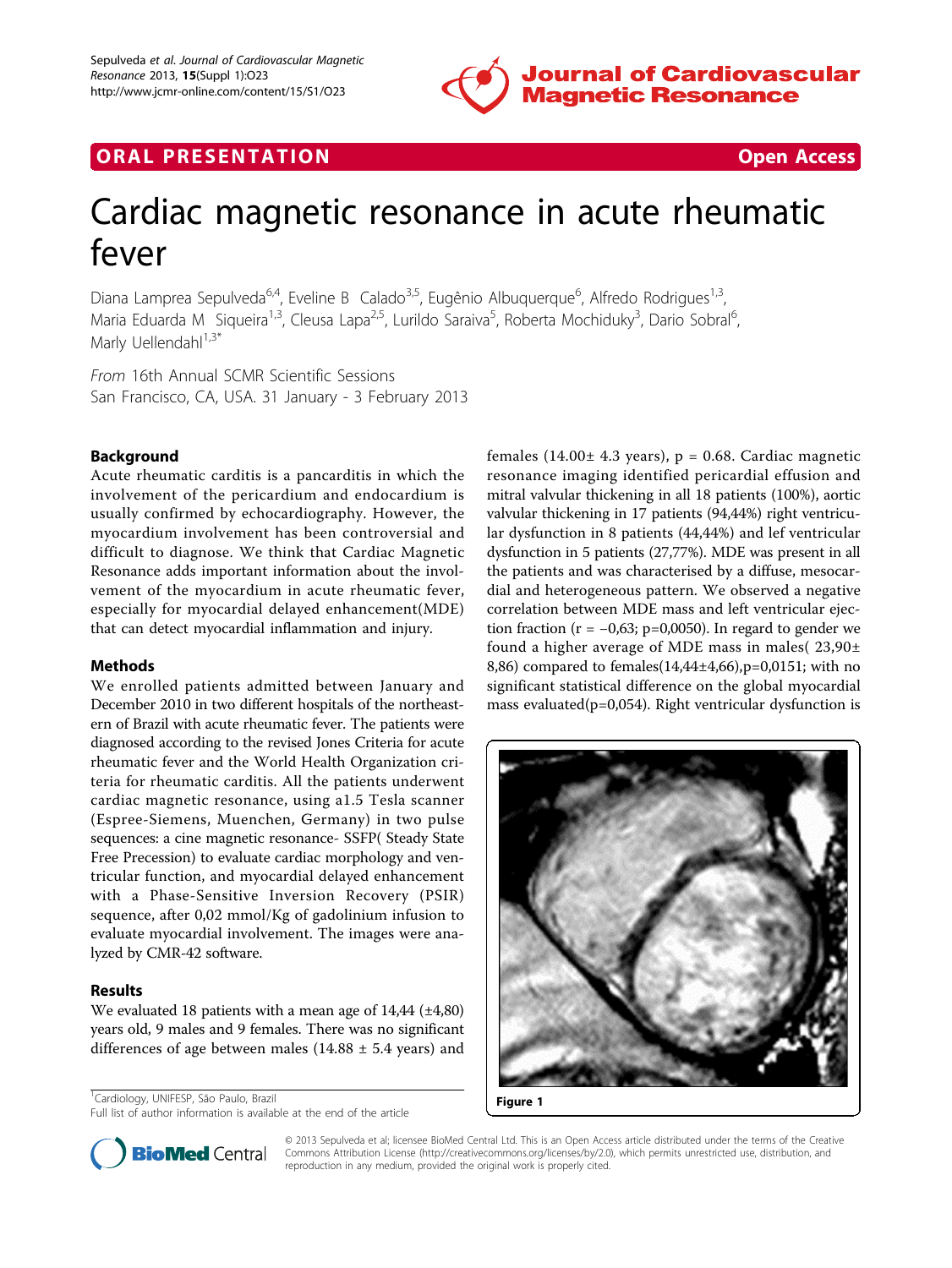ORAL PRESENTATION | Open Access

# Cardiac magnetic resonance in acute rheumatic fever

Diana Lamprea Sepulveda[6,4], Eveline B Calado[3,5], Eugênio Albuquerque[6], Alfredo Rodrigues[1,3], Maria Eduarda M Siqueira[1,3], Cleusa Lapa[2,5], Lurildo Saraiva[5], Roberta Mochiduky[3], Dario Sobral[6], Marly Uellendahl[1,3*]

*From* 16th Annual SCMR Scientific Sessions
San Francisco, CA, USA. 31 January - 3 February 2013

## Background

Acute rheumatic carditis is a pancarditis in which the involvement of the pericardium and endocardium is usually confirmed by echocardiography. However, the myocardium involvement has been controversial and difficult to diagnose. We think that Cardiac Magnetic Resonance adds important information about the involvement of the myocardium in acute rheumatic fever, especially for myocardial delayed enhancement(MDE) that can detect myocardial inflammation and injury.

## Methods

We enrolled patients admitted between January and December 2010 in two different hospitals of the northeastern of Brazil with acute rheumatic fever. The patients were diagnosed according to the revised Jones Criteria for acute rheumatic fever and the World Health Organization criteria for rheumatic carditis. All the patients underwent cardiac magnetic resonance, using a1.5 Tesla scanner (Espree-Siemens, Muenchen, Germany) in two pulse sequences: a cine magnetic resonance- SSFP( Steady State Free Precession) to evaluate cardiac morphology and ventricular function, and myocardial delayed enhancement with a Phase-Sensitive Inversion Recovery (PSIR) sequence, after 0,02 mmol/Kg of gadolinium infusion to evaluate myocardial involvement. The images were analyzed by CMR-42 software.

## Results

We evaluated 18 patients with a mean age of 14,44 (±4,80) years old, 9 males and 9 females. There was no significant differences of age between males (14.88 ± 5.4 years) and females (14.00± 4.3 years), p = 0.68. Cardiac magnetic resonance imaging identified pericardial effusion and mitral valvular thickening in all 18 patients (100%), aortic valvular thickening in 17 patients (94,44%) right ventricular dysfunction in 8 patients (44,44%) and lef ventricular dysfunction in 5 patients (27,77%). MDE was present in all the patients and was characterised by a diffuse, mesocardial and heterogeneous pattern. We observed a negative correlation between MDE mass and left ventricular ejection fraction (r = −0,63; p=0,0050). In regard to gender we found a higher average of MDE mass in males( 23,90± 8,86) compared to females(14,44±4,66),p=0,0151; with no significant statistical difference on the global myocardial mass evaluated(p=0,054). Right ventricular dysfunction is

Figure 1

[1]Cardiology, UNIFESP, São Paulo, Brazil
Full list of author information is available at the end of the article

© 2013 Sepulveda et al; licensee BioMed Central Ltd. This is an Open Access article distributed under the terms of the Creative Commons Attribution License (http://creativecommons.org/licenses/by/2.0), which permits unrestricted use, distribution, and reproduction in any medium, provided the original work is properly cited.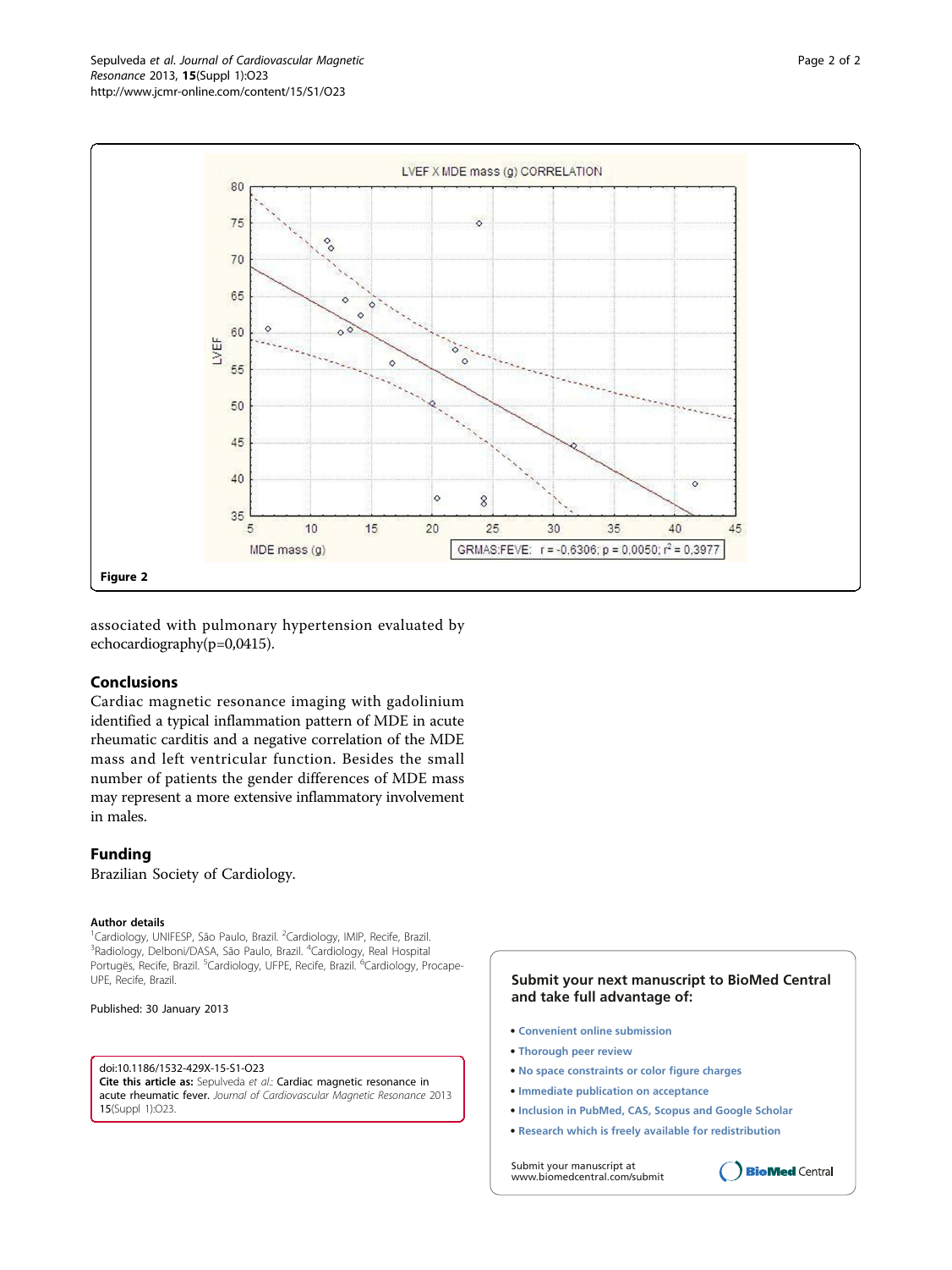LVEF X MDE mass (g) CORRELATION

LVEF

MDE mass (g)

80
75
70
65
60
55
50
45
40
35

5 10 15 20 25 30 35 40 45

GRMAS:FEVE: r = -0,6306; p = 0,0050; r[2] = 0,3977

**Figure 2**

associated with pulmonary hypertension evaluated by echocardiography(p=0,0415).

## Conclusions

Cardiac magnetic resonance imaging with gadolinium identified a typical inflammation pattern of MDE in acute rheumatic carditis and a negative correlation of the MDE mass and left ventricular function. Besides the small number of patients the gender differences of MDE mass may represent a more extensive inflammatory involvement in males.

## Funding

Brazilian Society of Cardiology.

### Author details

[1]Cardiology, UNIFESP, São Paulo, Brazil. [2]Cardiology, IMIP, Recife, Brazil. [3]Radiology, Delboni/DASA, São Paulo, Brazil. [4]Cardiology, Real Hospital Portugês, Recife, Brazil. [5]Cardiology, UFPE, Recife, Brazil. [6]Cardiology, Procape-UPE, Recife, Brazil.

Published: 30 January 2013

doi:10.1186/1532-429X-15-S1-O23
**Cite this article as:** Sepulveda *et al.*: Cardiac magnetic resonance in acute rheumatic fever. *Journal of Cardiovascular Magnetic Resonance* 2013 15(Suppl 1):O23.

**Submit your next manuscript to BioMed Central and take full advantage of:**

- Convenient online submission
- Thorough peer review
- No space constraints or color figure charges
- Immediate publication on acceptance
- Inclusion in PubMed, CAS, Scopus and Google Scholar
- Research which is freely available for redistribution

Submit your manuscript at www.biomedcentral.com/submit

BioMed Central